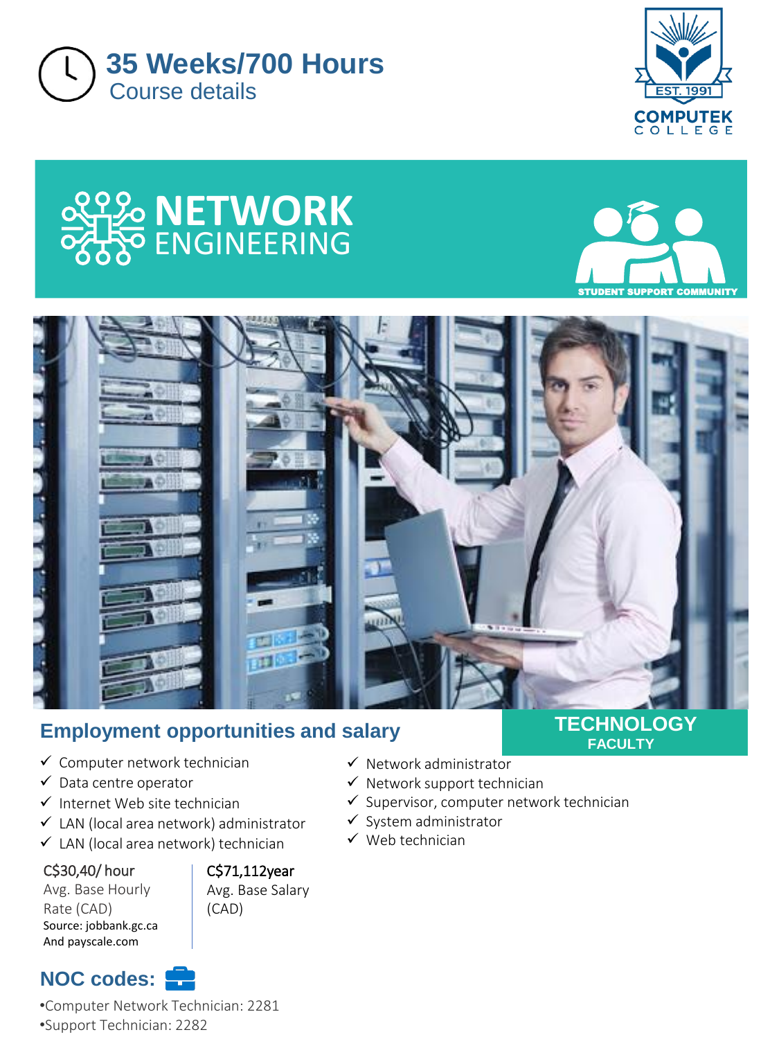# 35 Weeks/700 Hours

Course details

COMPUTEK COLLEGE
EST. 1991

# NETWORK ENGINEERING

STUDENT SUPPORT COMMUNITY

TECHNOLOGY FACULTY

## Employment opportunities and salary

- ✓ Computer network technician
- ✓ Data centre operator
- ✓ Internet Web site technician
- ✓ LAN (local area network) administrator
- ✓ LAN (local area network) technician
- ✓ Network administrator
- ✓ Network support technician
- ✓ Supervisor, computer network technician
- ✓ System administrator
- ✓ Web technician

C$30,40/ hour
Avg. Base Hourly Rate (CAD)
Source: jobbank.gc.ca And payscale.com

C$71,112year
Avg. Base Salary (CAD)

## NOC codes:

- •Computer Network Technician: 2281
- •Support Technician: 2282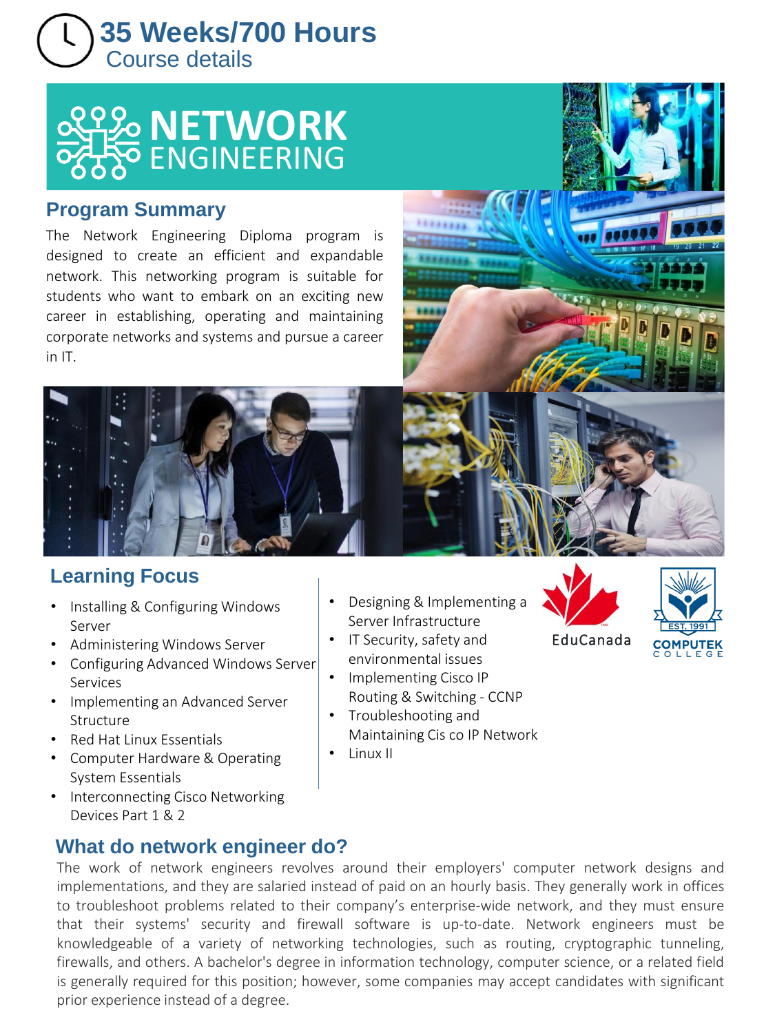# 35 Weeks/700 Hours

Course details

# NETWORK ENGINEERING

## Program Summary

The Network Engineering Diploma program is designed to create an efficient and expandable network. This networking program is suitable for students who want to embark on an exciting new career in establishing, operating and maintaining corporate networks and systems and pursue a career in IT.

## Learning Focus

- Installing & Configuring Windows Server
- Administering Windows Server
- Configuring Advanced Windows Server Services
- Implementing an Advanced Server Structure
- Red Hat Linux Essentials
- Computer Hardware & Operating System Essentials
- Interconnecting Cisco Networking Devices Part 1 & 2
- Designing & Implementing a Server Infrastructure
- IT Security, safety and environmental issues
- Implementing Cisco IP Routing & Switching - CCNP
- Troubleshooting and Maintaining Cis co IP Network
- Linux II

EduCanada

EST. 1991 COMPUTEK COLLEGE

## What do network engineer do?

The work of network engineers revolves around their employers' computer network designs and implementations, and they are salaried instead of paid on an hourly basis. They generally work in offices to troubleshoot problems related to their company's enterprise-wide network, and they must ensure that their systems' security and firewall software is up-to-date. Network engineers must be knowledgeable of a variety of networking technologies, such as routing, cryptographic tunneling, firewalls, and others. A bachelor's degree in information technology, computer science, or a related field is generally required for this position; however, some companies may accept candidates with significant prior experience instead of a degree.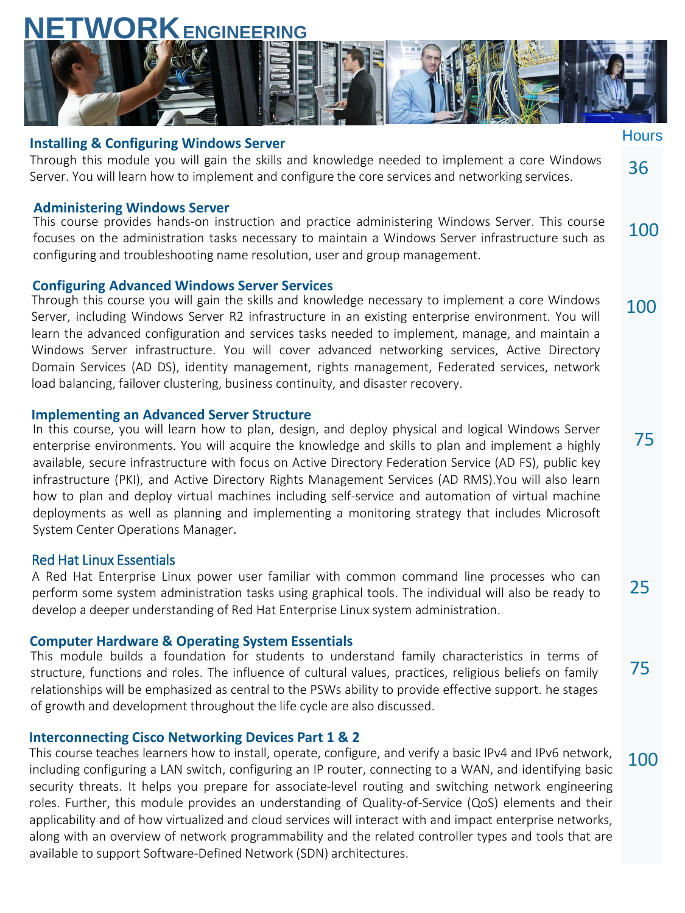# NETWORK ENGINEERING

Hours

### Installing & Configuring Windows Server

Through this module you will gain the skills and knowledge needed to implement a core Windows Server. You will learn how to implement and configure the core services and networking services.

36

### Administering Windows Server

This course provides hands-on instruction and practice administering Windows Server. This course focuses on the administration tasks necessary to maintain a Windows Server infrastructure such as configuring and troubleshooting name resolution, user and group management.

100

### Configuring Advanced Windows Server Services

Through this course you will gain the skills and knowledge necessary to implement a core Windows Server, including Windows Server R2 infrastructure in an existing enterprise environment. You will learn the advanced configuration and services tasks needed to implement, manage, and maintain a Windows Server infrastructure. You will cover advanced networking services, Active Directory Domain Services (AD DS), identity management, rights management, Federated services, network load balancing, failover clustering, business continuity, and disaster recovery.

100

### Implementing an Advanced Server Structure

In this course, you will learn how to plan, design, and deploy physical and logical Windows Server enterprise environments. You will acquire the knowledge and skills to plan and implement a highly available, secure infrastructure with focus on Active Directory Federation Service (AD FS), public key infrastructure (PKI), and Active Directory Rights Management Services (AD RMS).You will also learn how to plan and deploy virtual machines including self-service and automation of virtual machine deployments as well as planning and implementing a monitoring strategy that includes Microsoft System Center Operations Manager.

75

### Red Hat Linux Essentials

A Red Hat Enterprise Linux power user familiar with common command line processes who can perform some system administration tasks using graphical tools. The individual will also be ready to develop a deeper understanding of Red Hat Enterprise Linux system administration.

25

### Computer Hardware & Operating System Essentials

This module builds a foundation for students to understand family characteristics in terms of structure, functions and roles. The influence of cultural values, practices, religious beliefs on family relationships will be emphasized as central to the PSWs ability to provide effective support. he stages of growth and development throughout the life cycle are also discussed.

75

### Interconnecting Cisco Networking Devices Part 1 & 2

This course teaches learners how to install, operate, configure, and verify a basic IPv4 and IPv6 network, including configuring a LAN switch, configuring an IP router, connecting to a WAN, and identifying basic security threats. It helps you prepare for associate-level routing and switching network engineering roles. Further, this module provides an understanding of Quality-of-Service (QoS) elements and their applicability and of how virtualized and cloud services will interact with and impact enterprise networks, along with an overview of network programmability and the related controller types and tools that are available to support Software-Defined Network (SDN) architectures.

100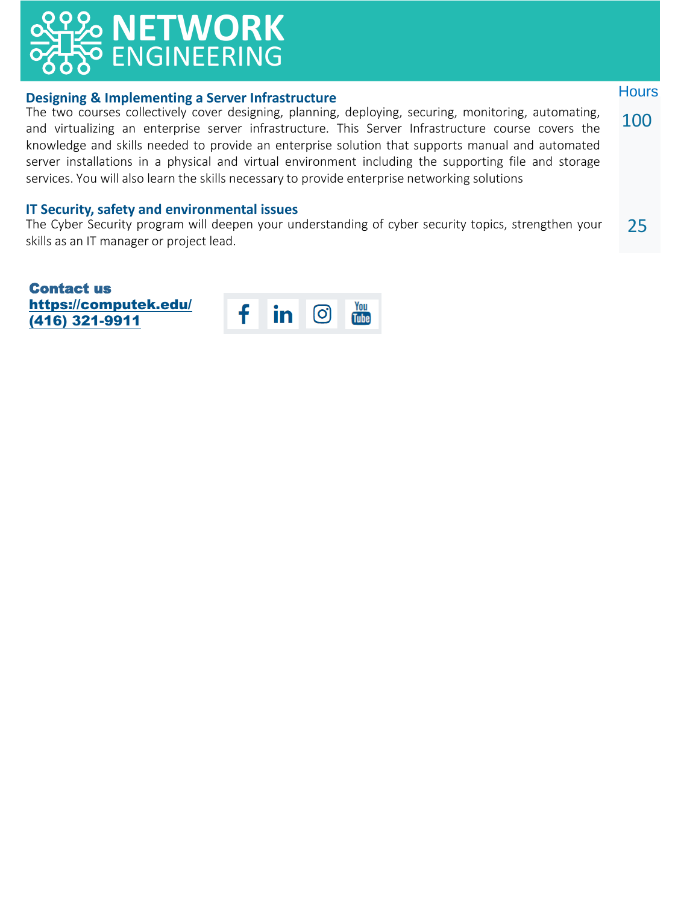# NETWORK ENGINEERING

| | Hours |
|---|---|
| **Designing & Implementing a Server Infrastructure**<br>The two courses collectively cover designing, planning, deploying, securing, monitoring, automating, and virtualizing an enterprise server infrastructure. This Server Infrastructure course covers the knowledge and skills needed to provide an enterprise solution that supports manual and automated server installations in a physical and virtual environment including the supporting file and storage services. You will also learn the skills necessary to provide enterprise networking solutions | 100 |
| **IT Security, safety and environmental issues**<br>The Cyber Security program will deepen your understanding of cyber security topics, strengthen your skills as an IT manager or project lead. | 25 |

**Contact us**
https://computek.edu/
(416) 321-9911